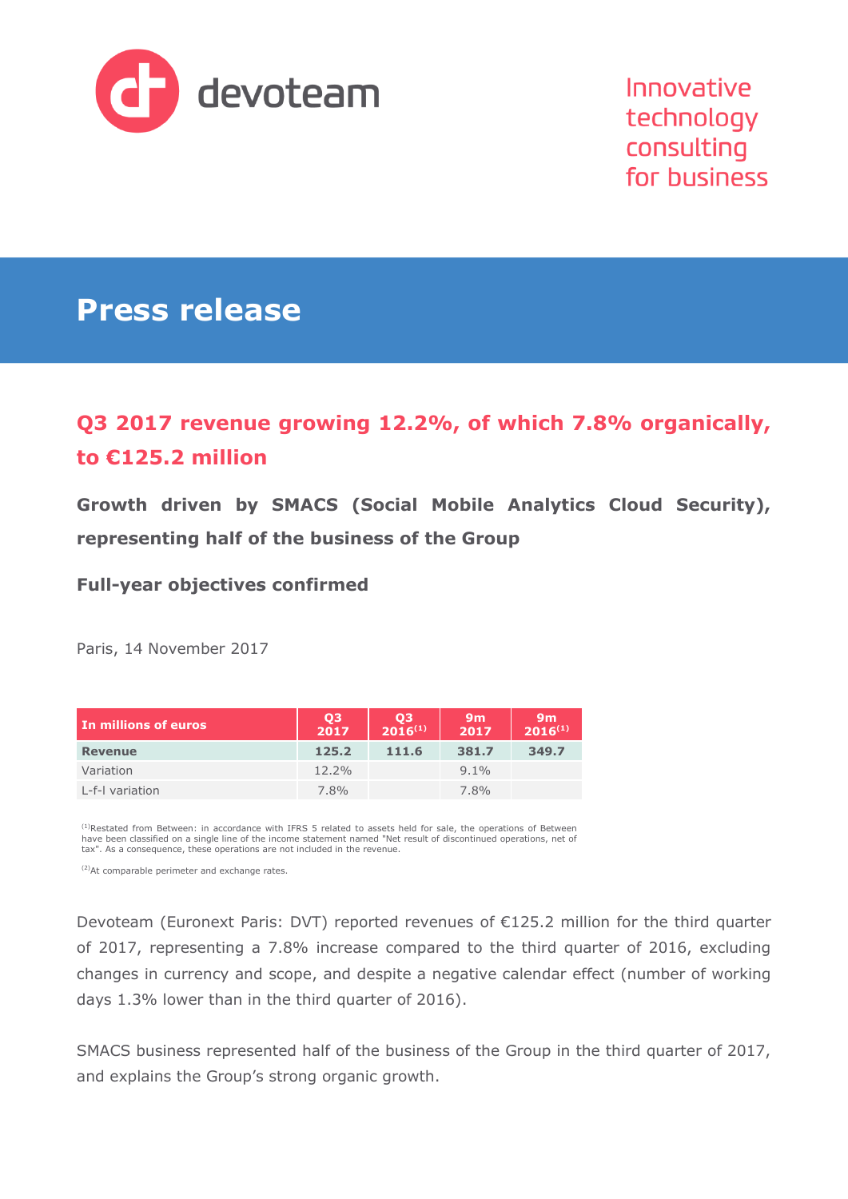devoteam

Innovative technology consulting for business

# Press release

## Q3 2017 revenue growing 12.2%, of which 7.8% organically, to €125.2 million

### Growth driven by SMACS (Social Mobile Analytics Cloud Security), representing half of the business of the Group

### Full-year objectives confirmed

Paris, 14 November 2017

| In millions of euros | Q3 2017 | Q3 2016[1] | 9m 2017 | 9m 2016[1] |
|---|---|---|---|---|
| **Revenue** | **125.2** | **111.6** | **381.7** | **349.7** |
| Variation | 12.2% | | 9.1% | |
| L-f-l variation | 7.8% | | 7.8% | |

[1]Restated from Between: in accordance with IFRS 5 related to assets held for sale, the operations of Between have been classified on a single line of the income statement named "Net result of discontinued operations, net of tax". As a consequence, these operations are not included in the revenue.

[2]At comparable perimeter and exchange rates.

Devoteam (Euronext Paris: DVT) reported revenues of €125.2 million for the third quarter of 2017, representing a 7.8% increase compared to the third quarter of 2016, excluding changes in currency and scope, and despite a negative calendar effect (number of working days 1.3% lower than in the third quarter of 2016).

SMACS business represented half of the business of the Group in the third quarter of 2017, and explains the Group's strong organic growth.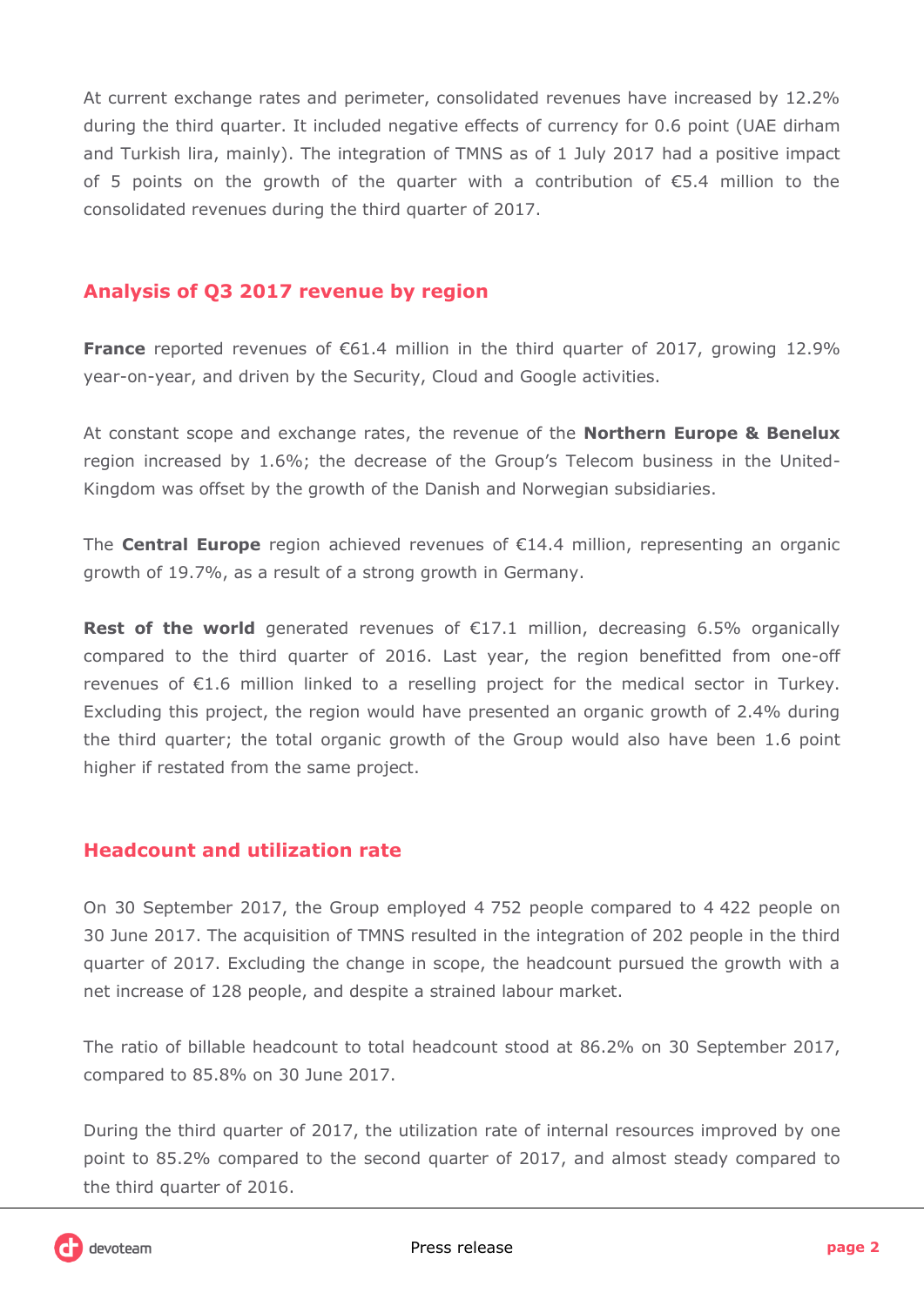At current exchange rates and perimeter, consolidated revenues have increased by 12.2% during the third quarter. It included negative effects of currency for 0.6 point (UAE dirham and Turkish lira, mainly). The integration of TMNS as of 1 July 2017 had a positive impact of 5 points on the growth of the quarter with a contribution of €5.4 million to the consolidated revenues during the third quarter of 2017.

## Analysis of Q3 2017 revenue by region

**France** reported revenues of €61.4 million in the third quarter of 2017, growing 12.9% year-on-year, and driven by the Security, Cloud and Google activities.

At constant scope and exchange rates, the revenue of the **Northern Europe & Benelux** region increased by 1.6%; the decrease of the Group's Telecom business in the United-Kingdom was offset by the growth of the Danish and Norwegian subsidiaries.

The **Central Europe** region achieved revenues of €14.4 million, representing an organic growth of 19.7%, as a result of a strong growth in Germany.

**Rest of the world** generated revenues of €17.1 million, decreasing 6.5% organically compared to the third quarter of 2016. Last year, the region benefitted from one-off revenues of €1.6 million linked to a reselling project for the medical sector in Turkey. Excluding this project, the region would have presented an organic growth of 2.4% during the third quarter; the total organic growth of the Group would also have been 1.6 point higher if restated from the same project.

## Headcount and utilization rate

On 30 September 2017, the Group employed 4 752 people compared to 4 422 people on 30 June 2017. The acquisition of TMNS resulted in the integration of 202 people in the third quarter of 2017. Excluding the change in scope, the headcount pursued the growth with a net increase of 128 people, and despite a strained labour market.

The ratio of billable headcount to total headcount stood at 86.2% on 30 September 2017, compared to 85.8% on 30 June 2017.

During the third quarter of 2017, the utilization rate of internal resources improved by one point to 85.2% compared to the second quarter of 2017, and almost steady compared to the third quarter of 2016.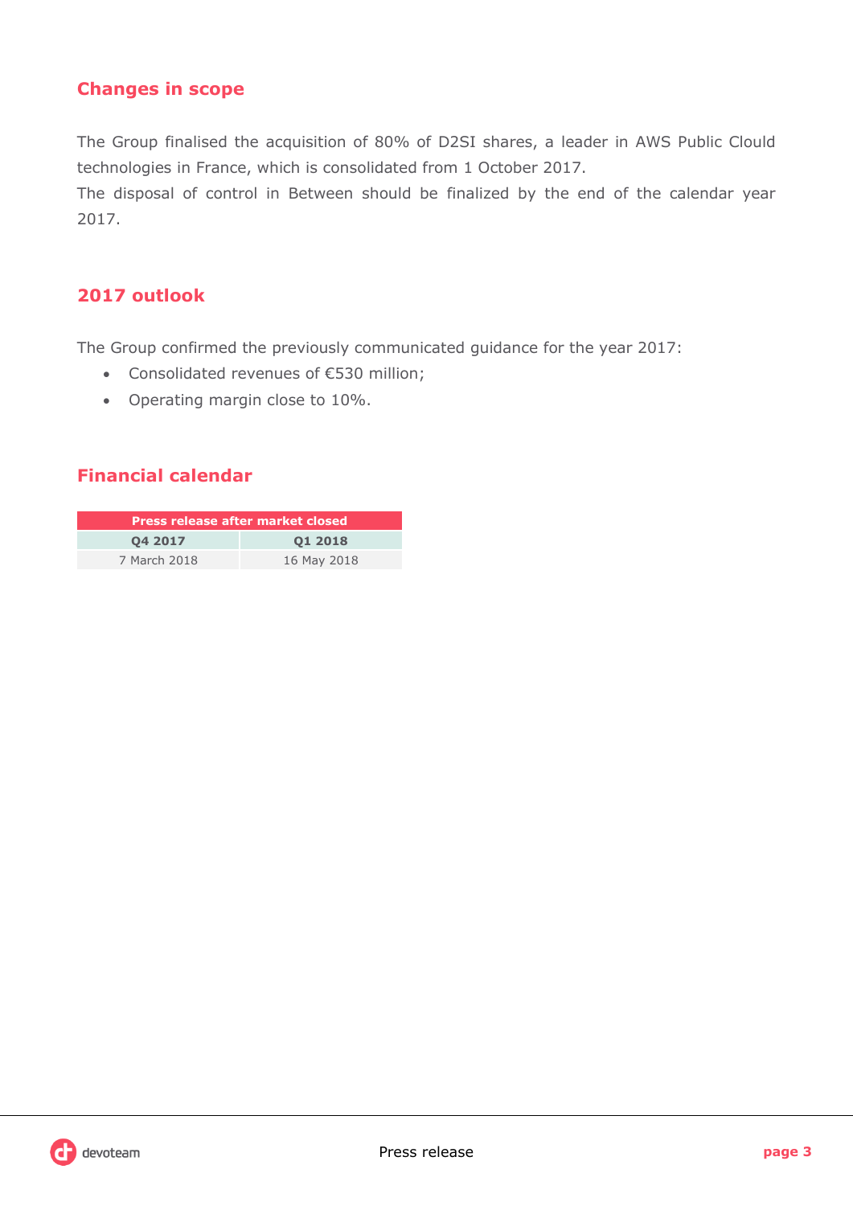## Changes in scope

The Group finalised the acquisition of 80% of D2SI shares, a leader in AWS Public Clould technologies in France, which is consolidated from 1 October 2017.
The disposal of control in Between should be finalized by the end of the calendar year 2017.

## 2017 outlook

The Group confirmed the previously communicated guidance for the year 2017:

- Consolidated revenues of €530 million;
- Operating margin close to 10%.

## Financial calendar

| Press release after market closed | |
|---|---|
| **Q4 2017** | **Q1 2018** |
| 7 March 2018 | 16 May 2018 |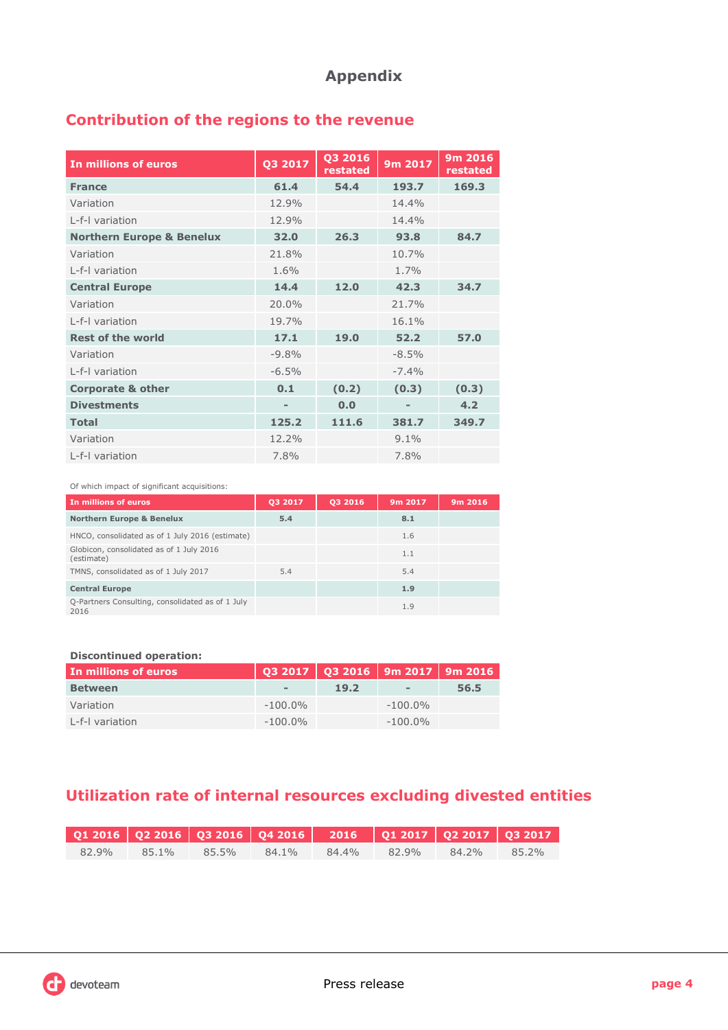# Appendix

## Contribution of the regions to the revenue

| In millions of euros | Q3 2017 | Q3 2016 restated | 9m 2017 | 9m 2016 restated |
|---|---|---|---|---|
| **France** | **61.4** | **54.4** | **193.7** | **169.3** |
| Variation | 12.9% | | 14.4% | |
| L-f-l variation | 12.9% | | 14.4% | |
| **Northern Europe & Benelux** | **32.0** | **26.3** | **93.8** | **84.7** |
| Variation | 21.8% | | 10.7% | |
| L-f-l variation | 1.6% | | 1.7% | |
| **Central Europe** | **14.4** | **12.0** | **42.3** | **34.7** |
| Variation | 20.0% | | 21.7% | |
| L-f-l variation | 19.7% | | 16.1% | |
| **Rest of the world** | **17.1** | **19.0** | **52.2** | **57.0** |
| Variation | -9.8% | | -8.5% | |
| L-f-l variation | -6.5% | | -7.4% | |
| **Corporate & other** | **0.1** | **(0.2)** | **(0.3)** | **(0.3)** |
| **Divestments** | **-** | **0.0** | **-** | **4.2** |
| **Total** | **125.2** | **111.6** | **381.7** | **349.7** |
| Variation | 12.2% | | 9.1% | |
| L-f-l variation | 7.8% | | 7.8% | |

Of which impact of significant acquisitions:

| In millions of euros | Q3 2017 | Q3 2016 | 9m 2017 | 9m 2016 |
|---|---|---|---|---|
| **Northern Europe & Benelux** | **5.4** | | **8.1** | |
| HNCO, consolidated as of 1 July 2016 (estimate) | | | 1.6 | |
| Globicon, consolidated as of 1 July 2016 (estimate) | | | 1.1 | |
| TMNS, consolidated as of 1 July 2017 | 5.4 | | 5.4 | |
| **Central Europe** | | | **1.9** | |
| Q-Partners Consulting, consolidated as of 1 July 2016 | | | 1.9 | |

**Discontinued operation:**

| In millions of euros | Q3 2017 | Q3 2016 | 9m 2017 | 9m 2016 |
|---|---|---|---|---|
| **Between** | **-** | **19.2** | **-** | **56.5** |
| Variation | -100.0% | | -100.0% | |
| L-f-l variation | -100.0% | | -100.0% | |

## Utilization rate of internal resources excluding divested entities

| Q1 2016 | Q2 2016 | Q3 2016 | Q4 2016 | 2016 | Q1 2017 | Q2 2017 | Q3 2017 |
|---|---|---|---|---|---|---|---|
| 82.9% | 85.1% | 85.5% | 84.1% | 84.4% | 82.9% | 84.2% | 85.2% |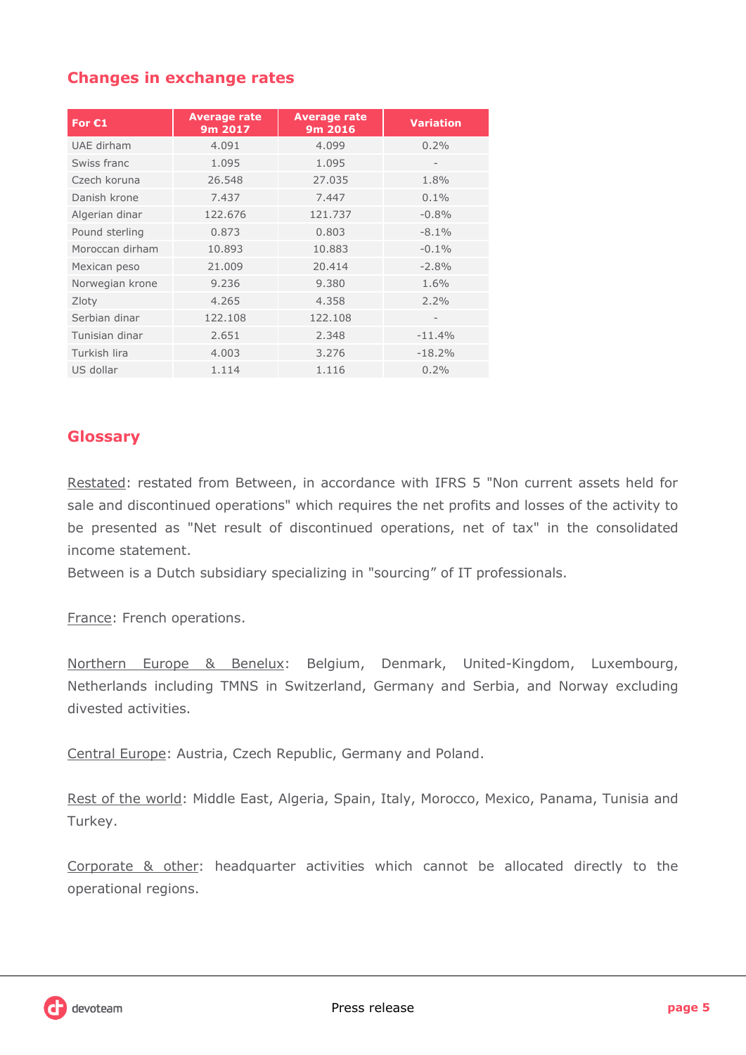## Changes in exchange rates

| For €1 | Average rate 9m 2017 | Average rate 9m 2016 | Variation |
|---|---|---|---|
| UAE dirham | 4.091 | 4.099 | 0.2% |
| Swiss franc | 1.095 | 1.095 | - |
| Czech koruna | 26.548 | 27.035 | 1.8% |
| Danish krone | 7.437 | 7.447 | 0.1% |
| Algerian dinar | 122.676 | 121.737 | -0.8% |
| Pound sterling | 0.873 | 0.803 | -8.1% |
| Moroccan dirham | 10.893 | 10.883 | -0.1% |
| Mexican peso | 21.009 | 20.414 | -2.8% |
| Norwegian krone | 9.236 | 9.380 | 1.6% |
| Zloty | 4.265 | 4.358 | 2.2% |
| Serbian dinar | 122.108 | 122.108 | - |
| Tunisian dinar | 2.651 | 2.348 | -11.4% |
| Turkish lira | 4.003 | 3.276 | -18.2% |
| US dollar | 1.114 | 1.116 | 0.2% |

## Glossary

Restated: restated from Between, in accordance with IFRS 5 "Non current assets held for sale and discontinued operations" which requires the net profits and losses of the activity to be presented as "Net result of discontinued operations, net of tax" in the consolidated income statement.
Between is a Dutch subsidiary specializing in "sourcing" of IT professionals.

France: French operations.

Northern Europe & Benelux: Belgium, Denmark, United-Kingdom, Luxembourg, Netherlands including TMNS in Switzerland, Germany and Serbia, and Norway excluding divested activities.

Central Europe: Austria, Czech Republic, Germany and Poland.

Rest of the world: Middle East, Algeria, Spain, Italy, Morocco, Mexico, Panama, Tunisia and Turkey.

Corporate & other: headquarter activities which cannot be allocated directly to the operational regions.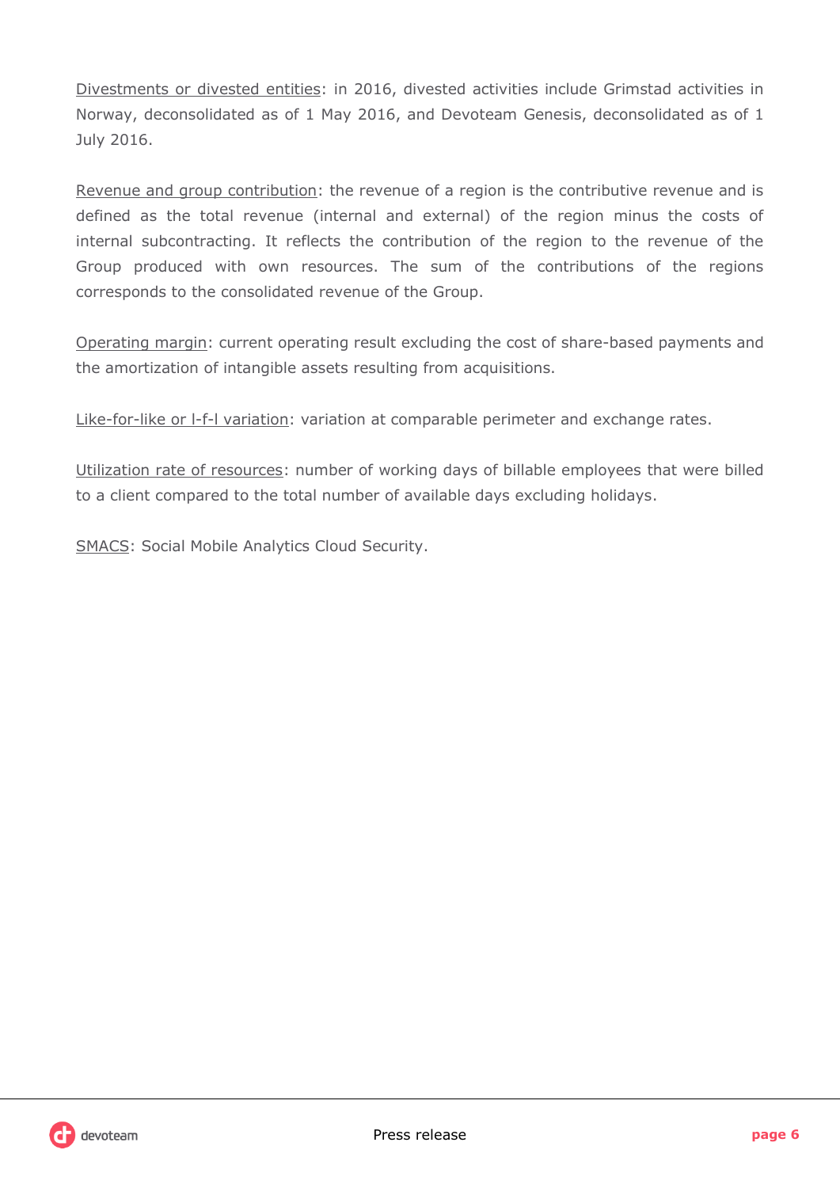Divestments or divested entities: in 2016, divested activities include Grimstad activities in Norway, deconsolidated as of 1 May 2016, and Devoteam Genesis, deconsolidated as of 1 July 2016.

Revenue and group contribution: the revenue of a region is the contributive revenue and is defined as the total revenue (internal and external) of the region minus the costs of internal subcontracting. It reflects the contribution of the region to the revenue of the Group produced with own resources. The sum of the contributions of the regions corresponds to the consolidated revenue of the Group.

Operating margin: current operating result excluding the cost of share-based payments and the amortization of intangible assets resulting from acquisitions.

Like-for-like or l-f-l variation: variation at comparable perimeter and exchange rates.

Utilization rate of resources: number of working days of billable employees that were billed to a client compared to the total number of available days excluding holidays.

SMACS: Social Mobile Analytics Cloud Security.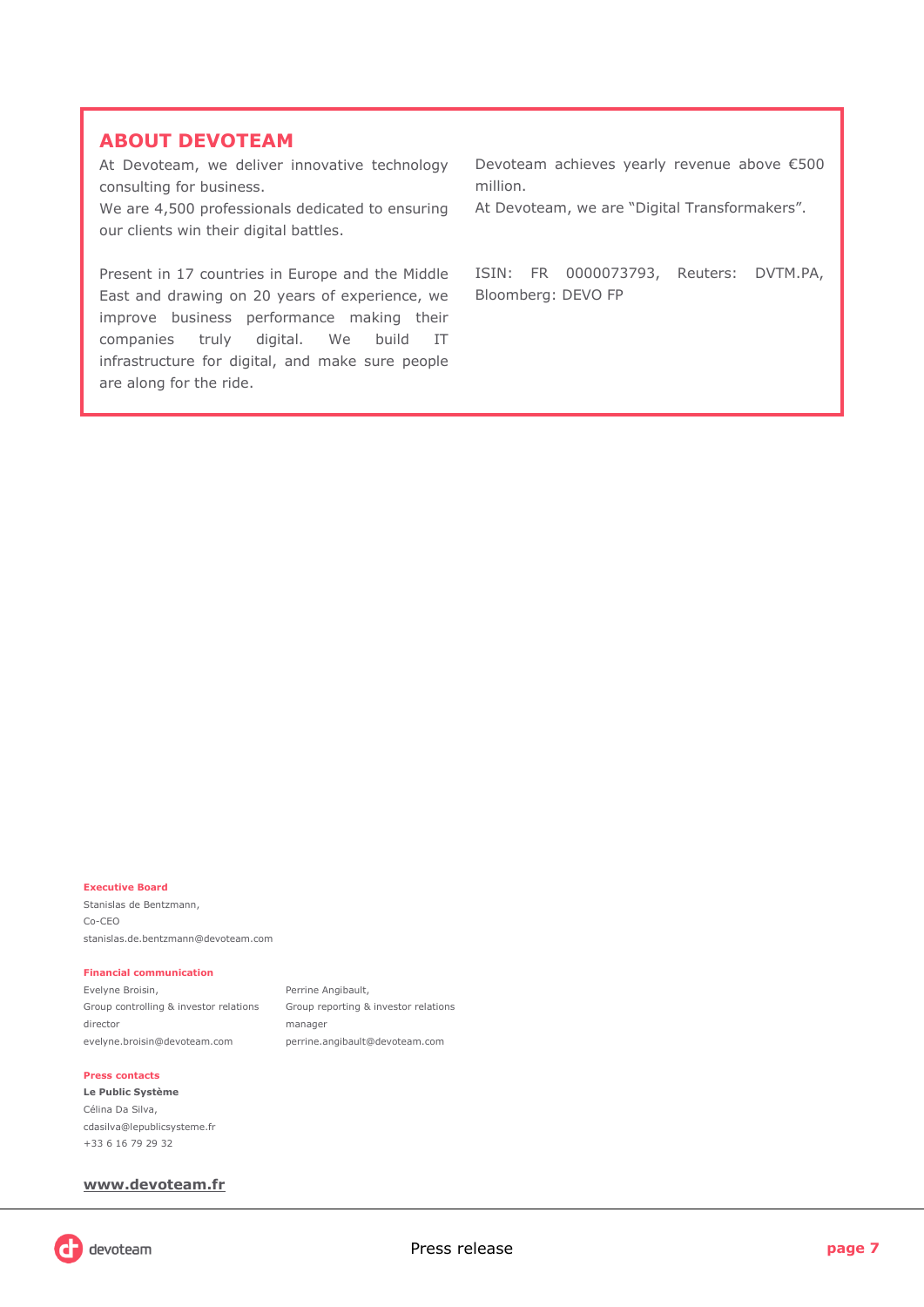## ABOUT DEVOTEAM

At Devoteam, we deliver innovative technology consulting for business.
We are 4,500 professionals dedicated to ensuring our clients win their digital battles.

Present in 17 countries in Europe and the Middle East and drawing on 20 years of experience, we improve business performance making their companies truly digital. We build IT infrastructure for digital, and make sure people are along for the ride.

Devoteam achieves yearly revenue above €500 million.
At Devoteam, we are "Digital Transformakers".

ISIN: FR 0000073793, Reuters: DVTM.PA, Bloomberg: DEVO FP

**Executive Board**
Stanislas de Bentzmann,
Co-CEO
stanislas.de.bentzmann@devoteam.com

**Financial communication**
Evelyne Broisin,
Group controlling & investor relations director
evelyne.broisin@devoteam.com

Perrine Angibault,
Group reporting & investor relations manager
perrine.angibault@devoteam.com

**Press contacts**
**Le Public Système**
Célina Da Silva,
cdasilva@lepublicsysteme.fr
+33 6 16 79 29 32

**www.devoteam.fr**